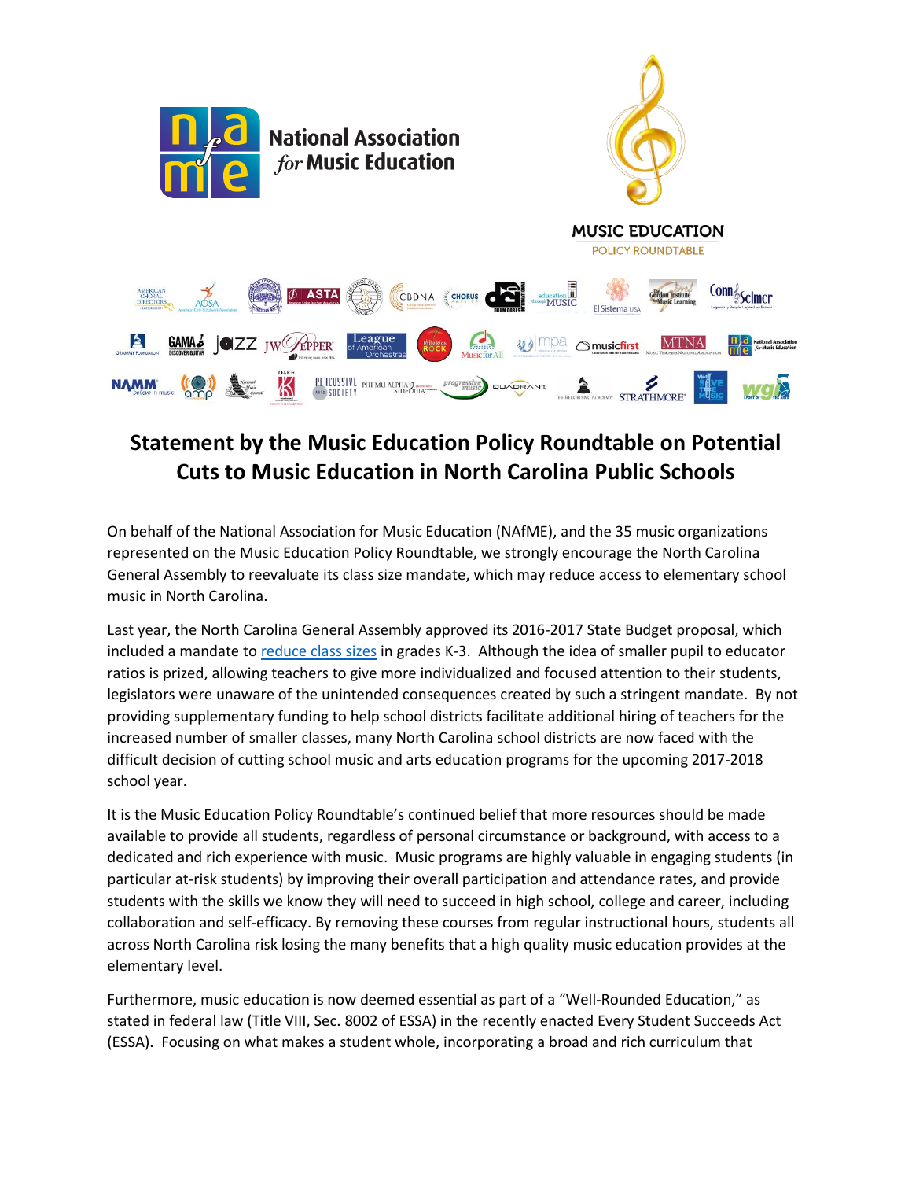National Association *for* Music Education

MUSIC EDUCATION POLICY ROUNDTABLE

# Statement by the Music Education Policy Roundtable on Potential Cuts to Music Education in North Carolina Public Schools

On behalf of the National Association for Music Education (NAfME), and the 35 music organizations represented on the Music Education Policy Roundtable, we strongly encourage the North Carolina General Assembly to reevaluate its class size mandate, which may reduce access to elementary school music in North Carolina.

Last year, the North Carolina General Assembly approved its 2016-2017 State Budget proposal, which included a mandate to reduce class sizes in grades K-3. Although the idea of smaller pupil to educator ratios is prized, allowing teachers to give more individualized and focused attention to their students, legislators were unaware of the unintended consequences created by such a stringent mandate. By not providing supplementary funding to help school districts facilitate additional hiring of teachers for the increased number of smaller classes, many North Carolina school districts are now faced with the difficult decision of cutting school music and arts education programs for the upcoming 2017-2018 school year.

It is the Music Education Policy Roundtable's continued belief that more resources should be made available to provide all students, regardless of personal circumstance or background, with access to a dedicated and rich experience with music. Music programs are highly valuable in engaging students (in particular at-risk students) by improving their overall participation and attendance rates, and provide students with the skills we know they will need to succeed in high school, college and career, including collaboration and self-efficacy. By removing these courses from regular instructional hours, students all across North Carolina risk losing the many benefits that a high quality music education provides at the elementary level.

Furthermore, music education is now deemed essential as part of a "Well-Rounded Education," as stated in federal law (Title VIII, Sec. 8002 of ESSA) in the recently enacted Every Student Succeeds Act (ESSA). Focusing on what makes a student whole, incorporating a broad and rich curriculum that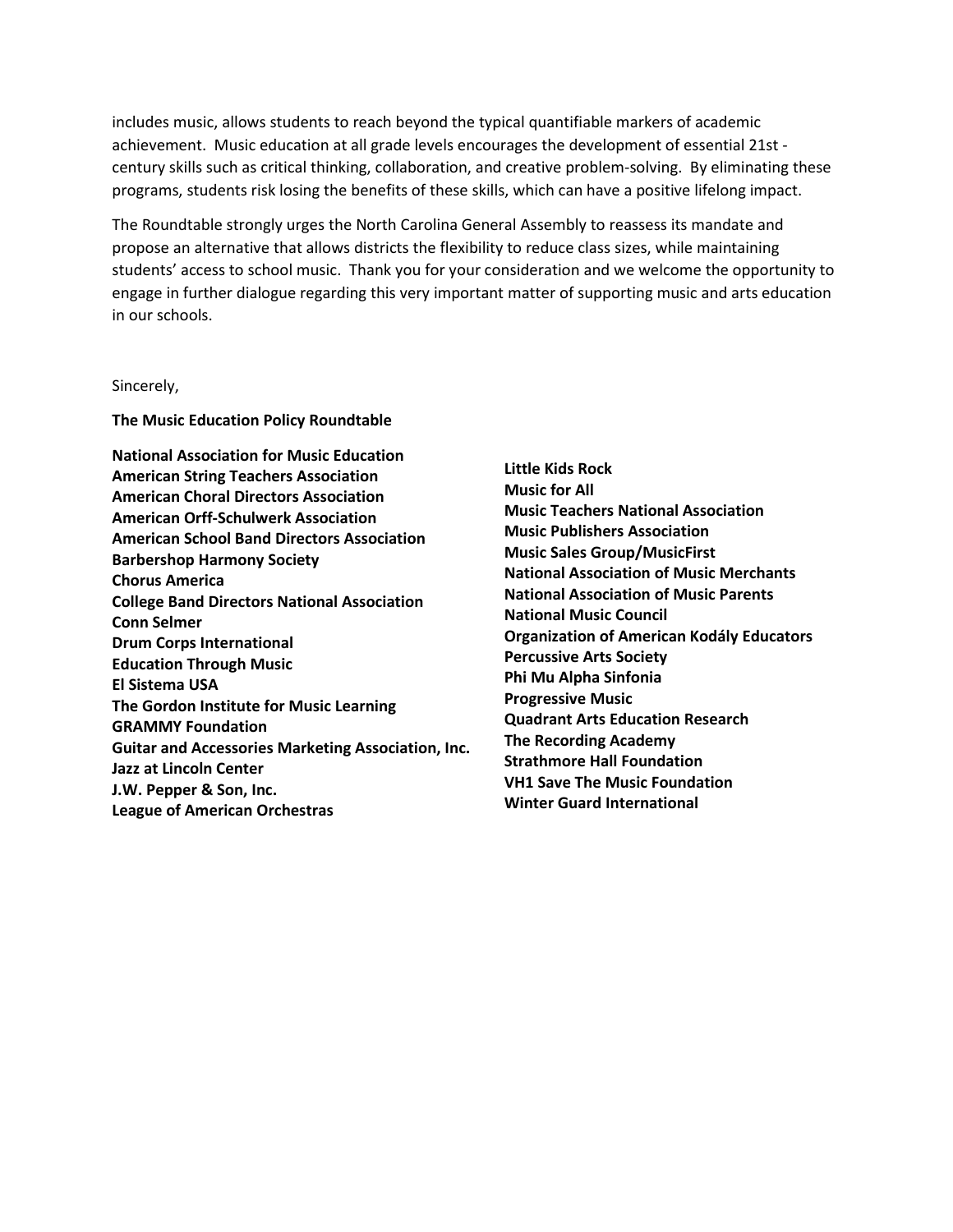includes music, allows students to reach beyond the typical quantifiable markers of academic achievement. Music education at all grade levels encourages the development of essential 21st - century skills such as critical thinking, collaboration, and creative problem-solving. By eliminating these programs, students risk losing the benefits of these skills, which can have a positive lifelong impact.

The Roundtable strongly urges the North Carolina General Assembly to reassess its mandate and propose an alternative that allows districts the flexibility to reduce class sizes, while maintaining students' access to school music. Thank you for your consideration and we welcome the opportunity to engage in further dialogue regarding this very important matter of supporting music and arts education in our schools.

Sincerely,

**The Music Education Policy Roundtable**

**National Association for Music Education**
**American String Teachers Association**
**American Choral Directors Association**
**American Orff-Schulwerk Association**
**American School Band Directors Association**
**Barbershop Harmony Society**
**Chorus America**
**College Band Directors National Association**
**Conn Selmer**
**Drum Corps International**
**Education Through Music**
**El Sistema USA**
**The Gordon Institute for Music Learning**
**GRAMMY Foundation**
**Guitar and Accessories Marketing Association, Inc.**
**Jazz at Lincoln Center**
**J.W. Pepper & Son, Inc.**
**League of American Orchestras**
**Little Kids Rock**
**Music for All**
**Music Teachers National Association**
**Music Publishers Association**
**Music Sales Group/MusicFirst**
**National Association of Music Merchants**
**National Association of Music Parents**
**National Music Council**
**Organization of American Kodály Educators**
**Percussive Arts Society**
**Phi Mu Alpha Sinfonia**
**Progressive Music**
**Quadrant Arts Education Research**
**The Recording Academy**
**Strathmore Hall Foundation**
**VH1 Save The Music Foundation**
**Winter Guard International**